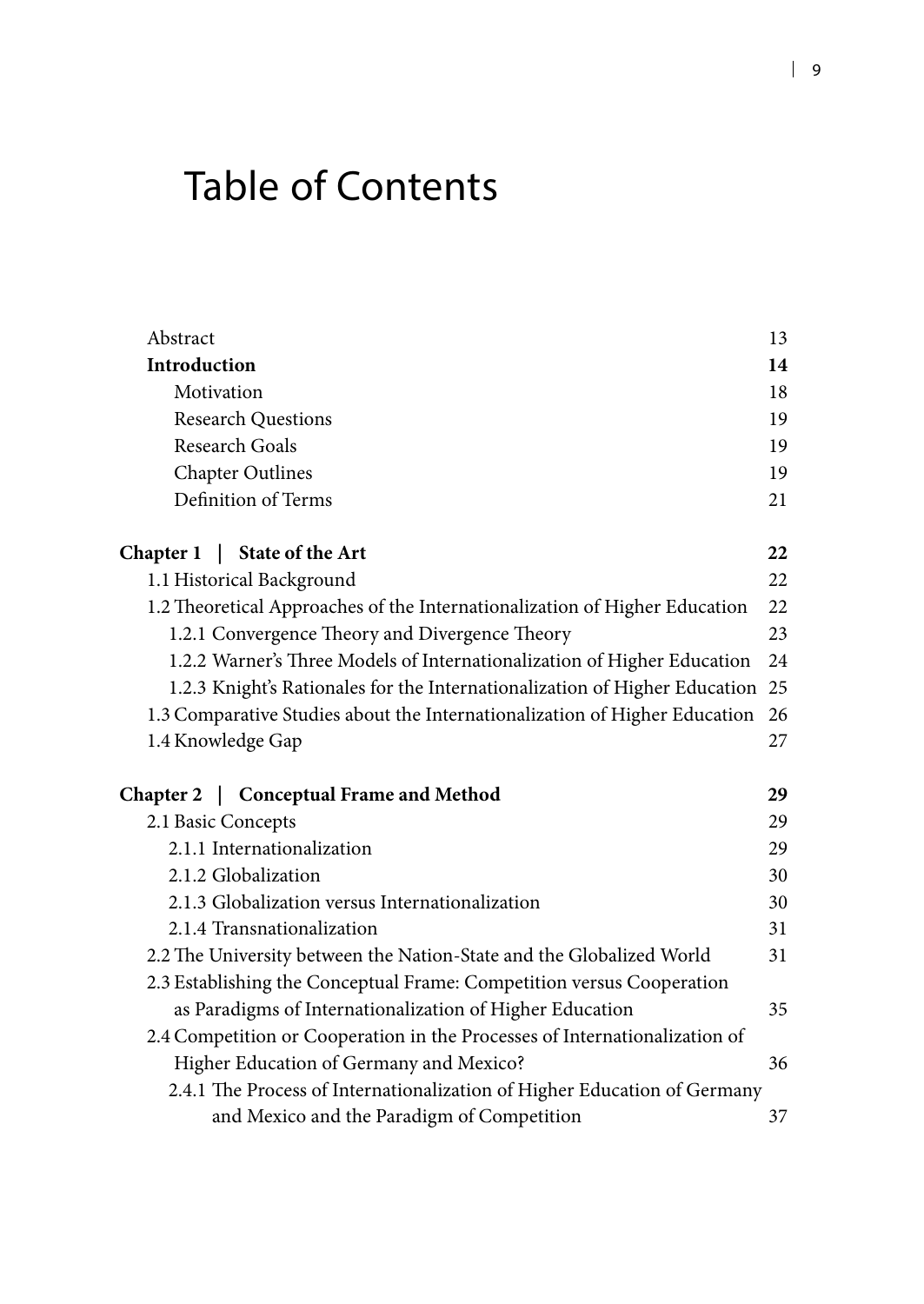# Table of Contents

| | |
|---|---|
| Abstract | 13 |
| **Introduction** | **14** |
| Motivation | 18 |
| Research Questions | 19 |
| Research Goals | 19 |
| Chapter Outlines | 19 |
| Definition of Terms | 21 |
| **Chapter 1 \| State of the Art** | **22** |
| 1.1 Historical Background | 22 |
| 1.2 Theoretical Approaches of the Internationalization of Higher Education | 22 |
| 1.2.1 Convergence Theory and Divergence Theory | 23 |
| 1.2.2 Warner's Three Models of Internationalization of Higher Education | 24 |
| 1.2.3 Knight's Rationales for the Internationalization of Higher Education | 25 |
| 1.3 Comparative Studies about the Internationalization of Higher Education | 26 |
| 1.4 Knowledge Gap | 27 |
| **Chapter 2 \| Conceptual Frame and Method** | **29** |
| 2.1 Basic Concepts | 29 |
| 2.1.1 Internationalization | 29 |
| 2.1.2 Globalization | 30 |
| 2.1.3 Globalization versus Internationalization | 30 |
| 2.1.4 Transnationalization | 31 |
| 2.2 The University between the Nation-State and the Globalized World | 31 |
| 2.3 Establishing the Conceptual Frame: Competition versus Cooperation as Paradigms of Internationalization of Higher Education | 35 |
| 2.4 Competition or Cooperation in the Processes of Internationalization of Higher Education of Germany and Mexico? | 36 |
| 2.4.1 The Process of Internationalization of Higher Education of Germany and Mexico and the Paradigm of Competition | 37 |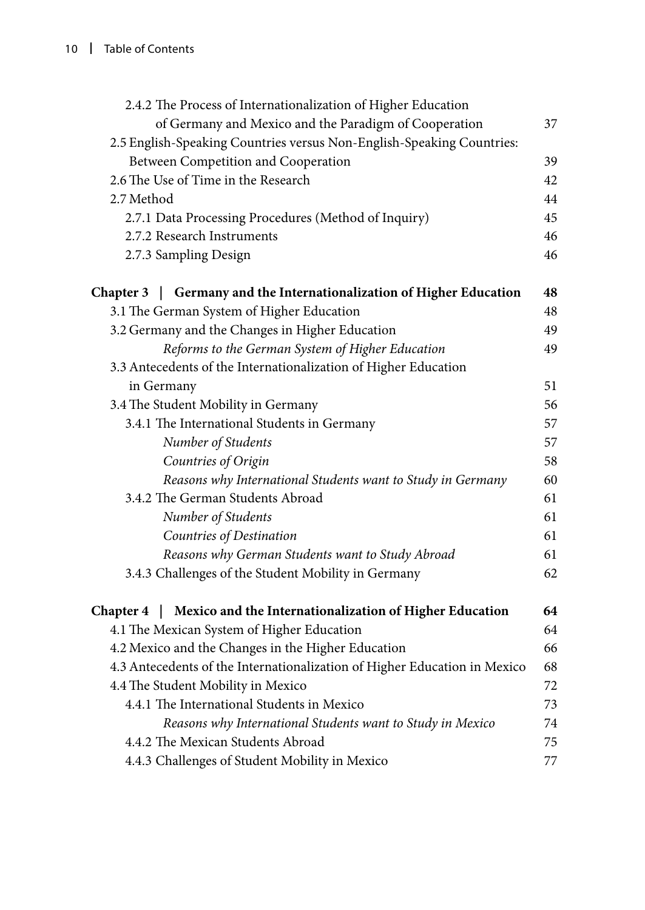2.4.2 The Process of Internationalization of Higher Education of Germany and Mexico and the Paradigm of Cooperation 37

2.5 English-Speaking Countries versus Non-English-Speaking Countries: Between Competition and Cooperation 39

2.6 The Use of Time in the Research 42

2.7 Method 44

2.7.1 Data Processing Procedures (Method of Inquiry) 45

2.7.2 Research Instruments 46

2.7.3 Sampling Design 46

**Chapter 3 | Germany and the Internationalization of Higher Education 48**

3.1 The German System of Higher Education 48

3.2 Germany and the Changes in Higher Education 49

*Reforms to the German System of Higher Education* 49

3.3 Antecedents of the Internationalization of Higher Education in Germany 51

3.4 The Student Mobility in Germany 56

3.4.1 The International Students in Germany 57

*Number of Students* 57

*Countries of Origin* 58

*Reasons why International Students want to Study in Germany* 60

3.4.2 The German Students Abroad 61

*Number of Students* 61

*Countries of Destination* 61

*Reasons why German Students want to Study Abroad* 61

3.4.3 Challenges of the Student Mobility in Germany 62

**Chapter 4 | Mexico and the Internationalization of Higher Education 64**

4.1 The Mexican System of Higher Education 64

4.2 Mexico and the Changes in the Higher Education 66

4.3 Antecedents of the Internationalization of Higher Education in Mexico 68

4.4 The Student Mobility in Mexico 72

4.4.1 The International Students in Mexico 73

*Reasons why International Students want to Study in Mexico* 74

4.4.2 The Mexican Students Abroad 75

4.4.3 Challenges of Student Mobility in Mexico 77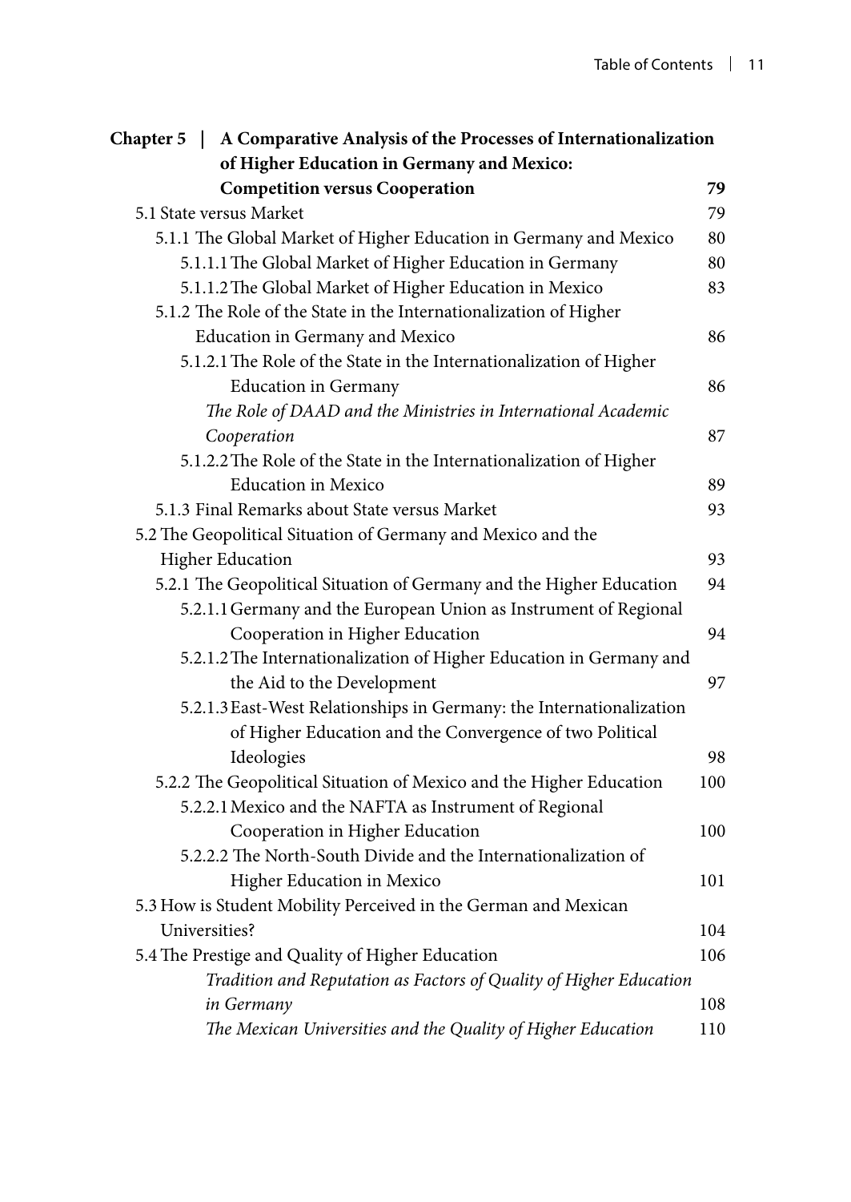**Chapter 5 | A Comparative Analysis of the Processes of Internationalization of Higher Education in Germany and Mexico: Competition versus Cooperation** **79**

5.1 State versus Market 79

5.1.1 The Global Market of Higher Education in Germany and Mexico 80

5.1.1.1 The Global Market of Higher Education in Germany 80

5.1.1.2 The Global Market of Higher Education in Mexico 83

5.1.2 The Role of the State in the Internationalization of Higher Education in Germany and Mexico 86

5.1.2.1 The Role of the State in the Internationalization of Higher Education in Germany 86

*The Role of DAAD and the Ministries in International Academic Cooperation* 87

5.1.2.2 The Role of the State in the Internationalization of Higher Education in Mexico 89

5.1.3 Final Remarks about State versus Market 93

5.2 The Geopolitical Situation of Germany and Mexico and the Higher Education 93

5.2.1 The Geopolitical Situation of Germany and the Higher Education 94

5.2.1.1 Germany and the European Union as Instrument of Regional Cooperation in Higher Education 94

5.2.1.2 The Internationalization of Higher Education in Germany and the Aid to the Development 97

5.2.1.3 East-West Relationships in Germany: the Internationalization of Higher Education and the Convergence of two Political Ideologies 98

5.2.2 The Geopolitical Situation of Mexico and the Higher Education 100

5.2.2.1 Mexico and the NAFTA as Instrument of Regional Cooperation in Higher Education 100

5.2.2.2 The North-South Divide and the Internationalization of Higher Education in Mexico 101

5.3 How is Student Mobility Perceived in the German and Mexican Universities? 104

5.4 The Prestige and Quality of Higher Education 106

*Tradition and Reputation as Factors of Quality of Higher Education in Germany* 108

*The Mexican Universities and the Quality of Higher Education* 110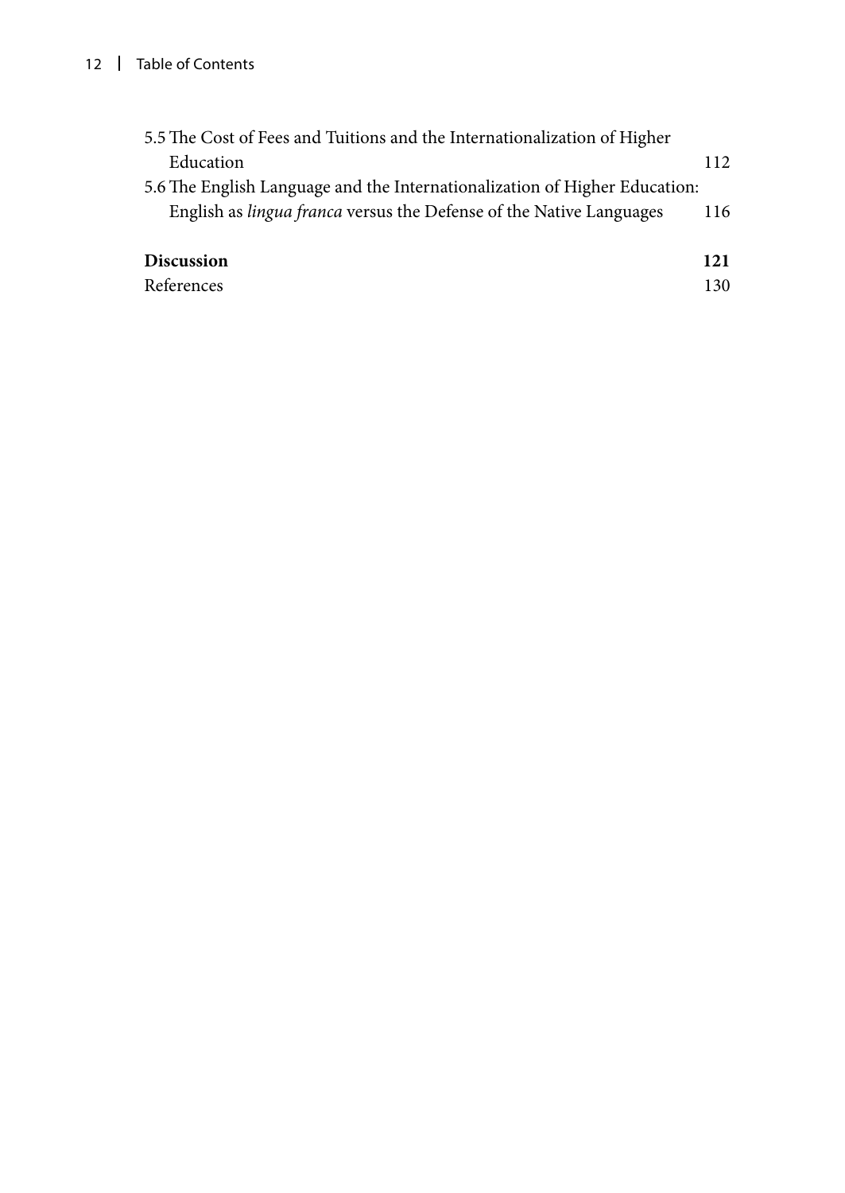5.5 The Cost of Fees and Tuitions and the Internationalization of Higher Education 112

5.6 The English Language and the Internationalization of Higher Education: English as *lingua franca* versus the Defense of the Native Languages 116

**Discussion** **121**

References 130